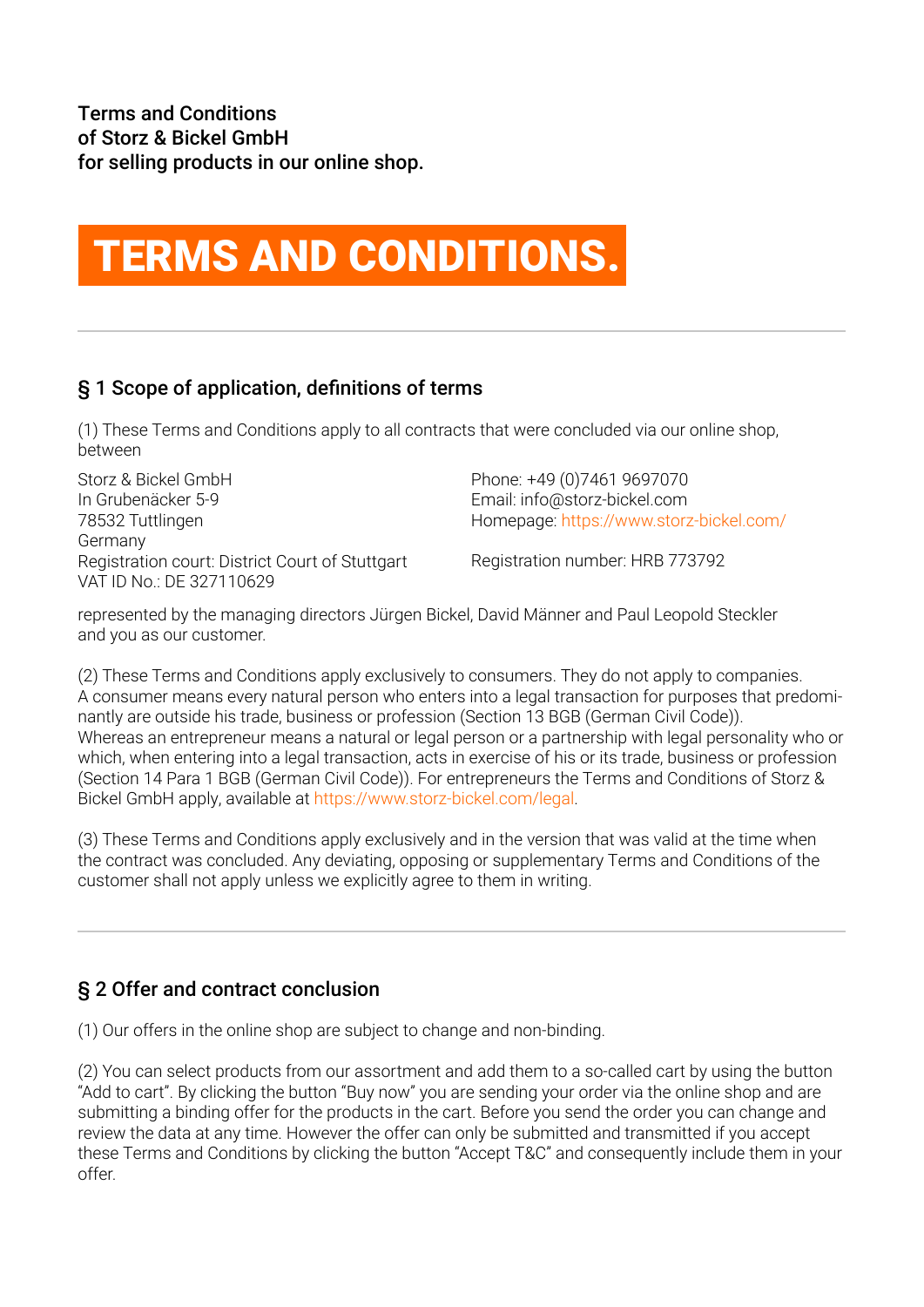Terms and Conditions
of Storz & Bickel GmbH
for selling products in our online shop.

# TERMS AND CONDITIONS.

## § 1 Scope of application, definitions of terms

(1) These Terms and Conditions apply to all contracts that were concluded via our online shop, between

Storz & Bickel GmbH
In Grubenäcker 5-9
78532 Tuttlingen
Germany
Registration court: District Court of Stuttgart
VAT ID No.: DE 327110629

Phone: +49 (0)7461 9697070
Email: info@storz-bickel.com
Homepage: https://www.storz-bickel.com/

Registration number: HRB 773792

represented by the managing directors Jürgen Bickel, David Männer and Paul Leopold Steckler and you as our customer.

(2) These Terms and Conditions apply exclusively to consumers. They do not apply to companies. A consumer means every natural person who enters into a legal transaction for purposes that predominantly are outside his trade, business or profession (Section 13 BGB (German Civil Code)). Whereas an entrepreneur means a natural or legal person or a partnership with legal personality who or which, when entering into a legal transaction, acts in exercise of his or its trade, business or profession (Section 14 Para 1 BGB (German Civil Code)). For entrepreneurs the Terms and Conditions of Storz & Bickel GmbH apply, available at https://www.storz-bickel.com/legal.

(3) These Terms and Conditions apply exclusively and in the version that was valid at the time when the contract was concluded. Any deviating, opposing or supplementary Terms and Conditions of the customer shall not apply unless we explicitly agree to them in writing.

## § 2 Offer and contract conclusion

(1) Our offers in the online shop are subject to change and non-binding.

(2) You can select products from our assortment and add them to a so-called cart by using the button "Add to cart". By clicking the button "Buy now" you are sending your order via the online shop and are submitting a binding offer for the products in the cart. Before you send the order you can change and review the data at any time. However the offer can only be submitted and transmitted if you accept these Terms and Conditions by clicking the button "Accept T&C" and consequently include them in your offer.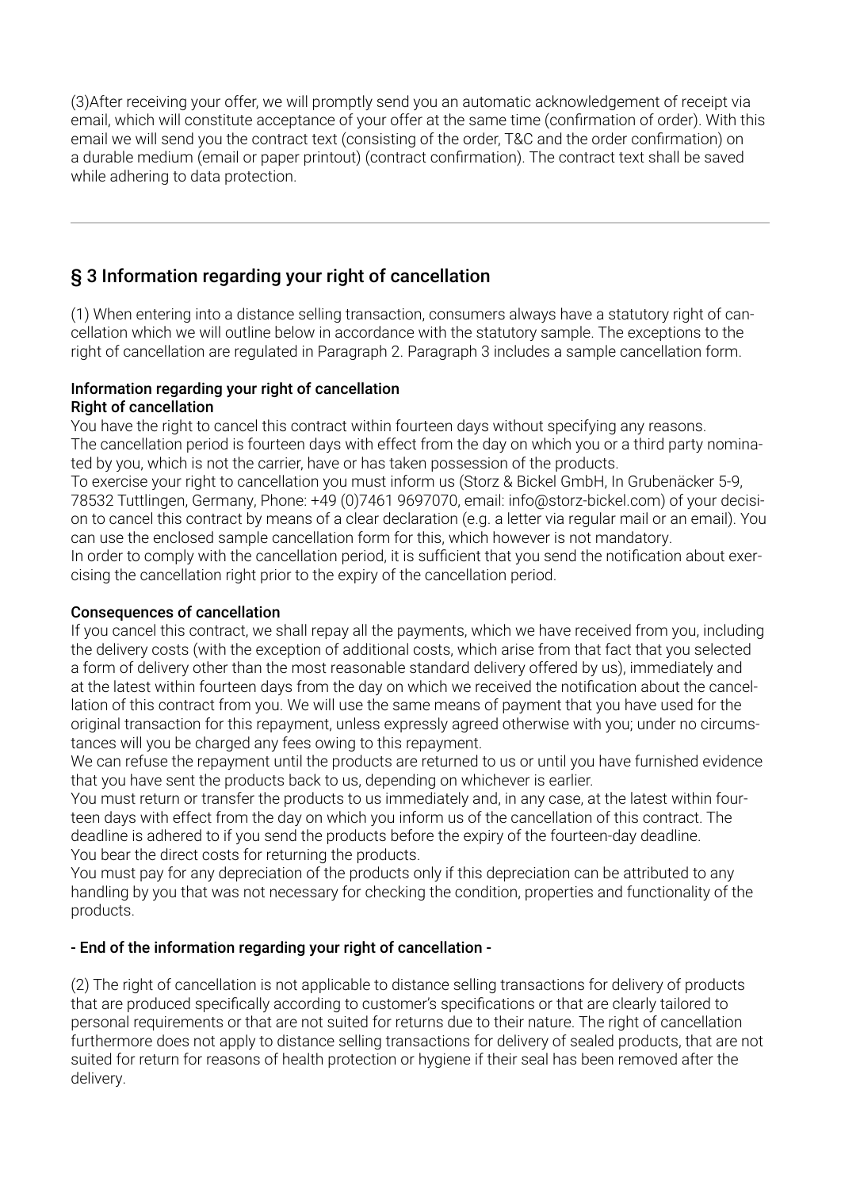(3)After receiving your offer, we will promptly send you an automatic acknowledgement of receipt via email, which will constitute acceptance of your offer at the same time (confirmation of order). With this email we will send you the contract text (consisting of the order, T&C and the order confirmation) on a durable medium (email or paper printout) (contract confirmation). The contract text shall be saved while adhering to data protection.

---

## § 3 Information regarding your right of cancellation

(1) When entering into a distance selling transaction, consumers always have a statutory right of cancellation which we will outline below in accordance with the statutory sample. The exceptions to the right of cancellation are regulated in Paragraph 2. Paragraph 3 includes a sample cancellation form.

**Information regarding your right of cancellation**
**Right of cancellation**

You have the right to cancel this contract within fourteen days without specifying any reasons.
The cancellation period is fourteen days with effect from the day on which you or a third party nominated by you, which is not the carrier, have or has taken possession of the products.
To exercise your right to cancellation you must inform us (Storz & Bickel GmbH, In Grubenäcker 5-9, 78532 Tuttlingen, Germany, Phone: +49 (0)7461 9697070, email: info@storz-bickel.com) of your decision to cancel this contract by means of a clear declaration (e.g. a letter via regular mail or an email). You can use the enclosed sample cancellation form for this, which however is not mandatory.
In order to comply with the cancellation period, it is sufficient that you send the notification about exercising the cancellation right prior to the expiry of the cancellation period.

**Consequences of cancellation**

If you cancel this contract, we shall repay all the payments, which we have received from you, including the delivery costs (with the exception of additional costs, which arise from that fact that you selected a form of delivery other than the most reasonable standard delivery offered by us), immediately and at the latest within fourteen days from the day on which we received the notification about the cancellation of this contract from you. We will use the same means of payment that you have used for the original transaction for this repayment, unless expressly agreed otherwise with you; under no circumstances will you be charged any fees owing to this repayment.
We can refuse the repayment until the products are returned to us or until you have furnished evidence that you have sent the products back to us, depending on whichever is earlier.
You must return or transfer the products to us immediately and, in any case, at the latest within fourteen days with effect from the day on which you inform us of the cancellation of this contract. The deadline is adhered to if you send the products before the expiry of the fourteen-day deadline.
You bear the direct costs for returning the products.
You must pay for any depreciation of the products only if this depreciation can be attributed to any handling by you that was not necessary for checking the condition, properties and functionality of the products.

**- End of the information regarding your right of cancellation -**

(2) The right of cancellation is not applicable to distance selling transactions for delivery of products that are produced specifically according to customer's specifications or that are clearly tailored to personal requirements or that are not suited for returns due to their nature. The right of cancellation furthermore does not apply to distance selling transactions for delivery of sealed products, that are not suited for return for reasons of health protection or hygiene if their seal has been removed after the delivery.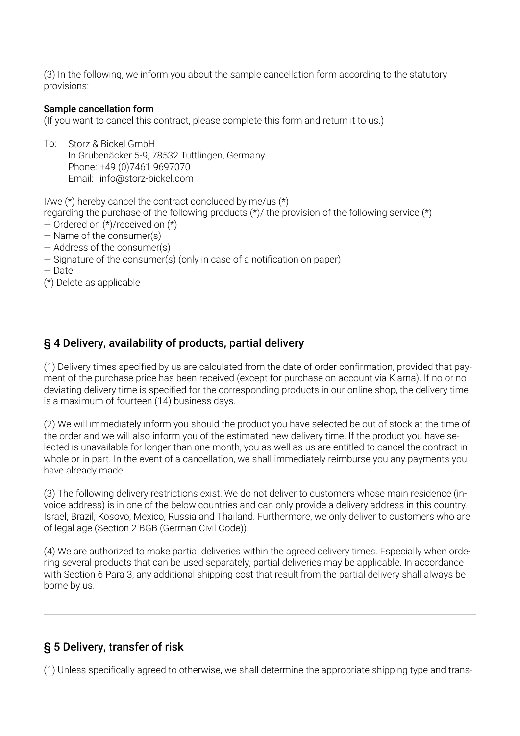(3) In the following, we inform you about the sample cancellation form according to the statutory provisions:

**Sample cancellation form**
(If you want to cancel this contract, please complete this form and return it to us.)

To: Storz & Bickel GmbH
In Grubenäcker 5-9, 78532 Tuttlingen, Germany
Phone: +49 (0)7461 9697070
Email: info@storz-bickel.com

I/we (*) hereby cancel the contract concluded by me/us (*)
regarding the purchase of the following products (*)/ the provision of the following service (*)
— Ordered on (*)/received on (*)
— Name of the consumer(s)
— Address of the consumer(s)
— Signature of the consumer(s) (only in case of a notification on paper)
— Date
(*) Delete as applicable

---

## § 4 Delivery, availability of products, partial delivery

(1) Delivery times specified by us are calculated from the date of order confirmation, provided that payment of the purchase price has been received (except for purchase on account via Klarna). If no or no deviating delivery time is specified for the corresponding products in our online shop, the delivery time is a maximum of fourteen (14) business days.

(2) We will immediately inform you should the product you have selected be out of stock at the time of the order and we will also inform you of the estimated new delivery time. If the product you have selected is unavailable for longer than one month, you as well as us are entitled to cancel the contract in whole or in part. In the event of a cancellation, we shall immediately reimburse you any payments you have already made.

(3) The following delivery restrictions exist: We do not deliver to customers whose main residence (invoice address) is in one of the below countries and can only provide a delivery address in this country. Israel, Brazil, Kosovo, Mexico, Russia and Thailand. Furthermore, we only deliver to customers who are of legal age (Section 2 BGB (German Civil Code)).

(4) We are authorized to make partial deliveries within the agreed delivery times. Especially when ordering several products that can be used separately, partial deliveries may be applicable. In accordance with Section 6 Para 3, any additional shipping cost that result from the partial delivery shall always be borne by us.

---

## § 5 Delivery, transfer of risk

(1) Unless specifically agreed to otherwise, we shall determine the appropriate shipping type and trans-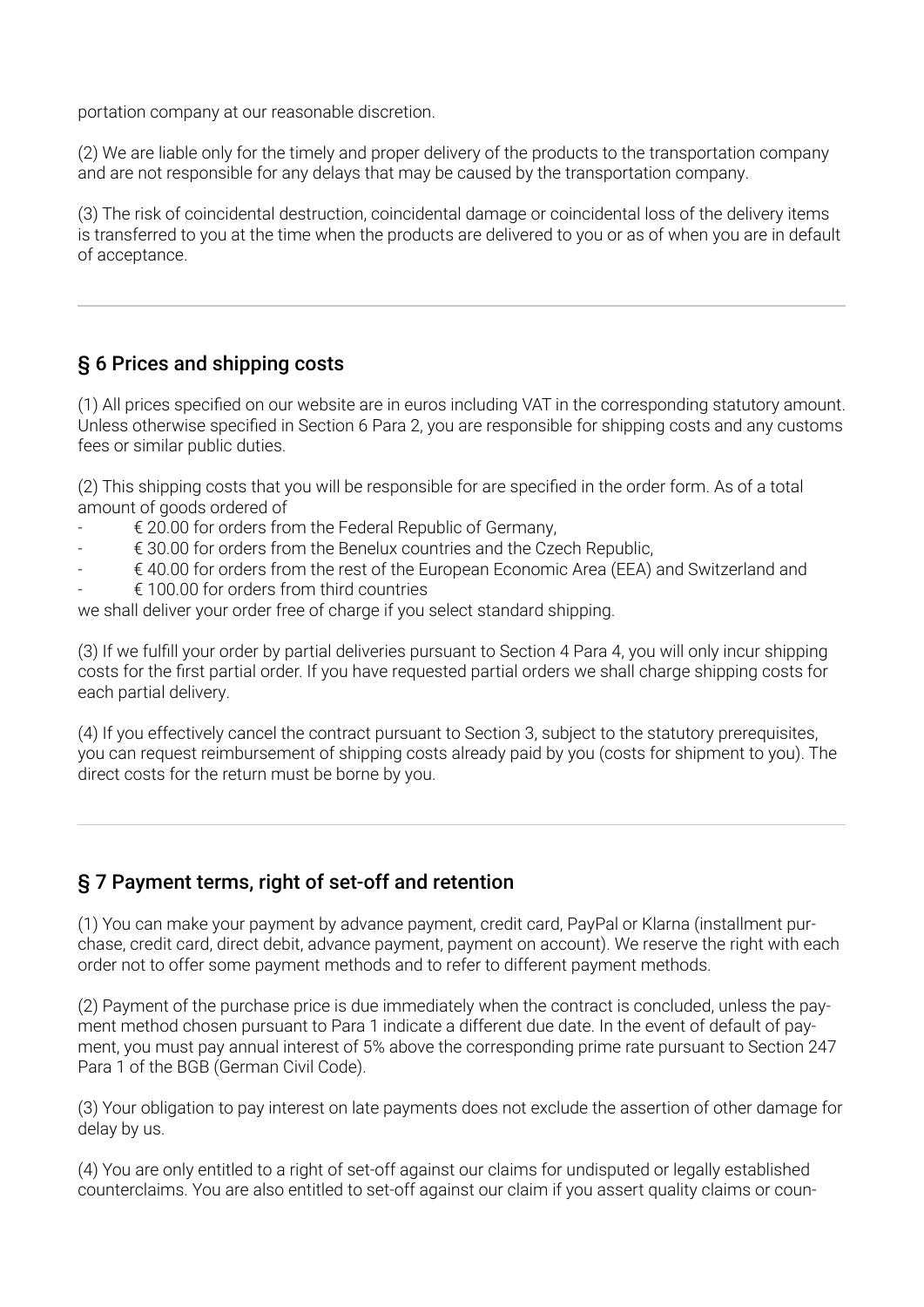portation company at our reasonable discretion.

(2) We are liable only for the timely and proper delivery of the products to the transportation company and are not responsible for any delays that may be caused by the transportation company.

(3) The risk of coincidental destruction, coincidental damage or coincidental loss of the delivery items is transferred to you at the time when the products are delivered to you or as of when you are in default of acceptance.

---

## § 6 Prices and shipping costs

(1) All prices specified on our website are in euros including VAT in the corresponding statutory amount. Unless otherwise specified in Section 6 Para 2, you are responsible for shipping costs and any customs fees or similar public duties.

(2) This shipping costs that you will be responsible for are specified in the order form. As of a total amount of goods ordered of

- € 20.00 for orders from the Federal Republic of Germany,
- € 30.00 for orders from the Benelux countries and the Czech Republic,
- € 40.00 for orders from the rest of the European Economic Area (EEA) and Switzerland and
- € 100.00 for orders from third countries

we shall deliver your order free of charge if you select standard shipping.

(3) If we fulfill your order by partial deliveries pursuant to Section 4 Para 4, you will only incur shipping costs for the first partial order. If you have requested partial orders we shall charge shipping costs for each partial delivery.

(4) If you effectively cancel the contract pursuant to Section 3, subject to the statutory prerequisites, you can request reimbursement of shipping costs already paid by you (costs for shipment to you). The direct costs for the return must be borne by you.

---

## § 7 Payment terms, right of set-off and retention

(1) You can make your payment by advance payment, credit card, PayPal or Klarna (installment purchase, credit card, direct debit, advance payment, payment on account). We reserve the right with each order not to offer some payment methods and to refer to different payment methods.

(2) Payment of the purchase price is due immediately when the contract is concluded, unless the payment method chosen pursuant to Para 1 indicate a different due date. In the event of default of payment, you must pay annual interest of 5% above the corresponding prime rate pursuant to Section 247 Para 1 of the BGB (German Civil Code).

(3) Your obligation to pay interest on late payments does not exclude the assertion of other damage for delay by us.

(4) You are only entitled to a right of set-off against our claims for undisputed or legally established counterclaims. You are also entitled to set-off against our claim if you assert quality claims or coun-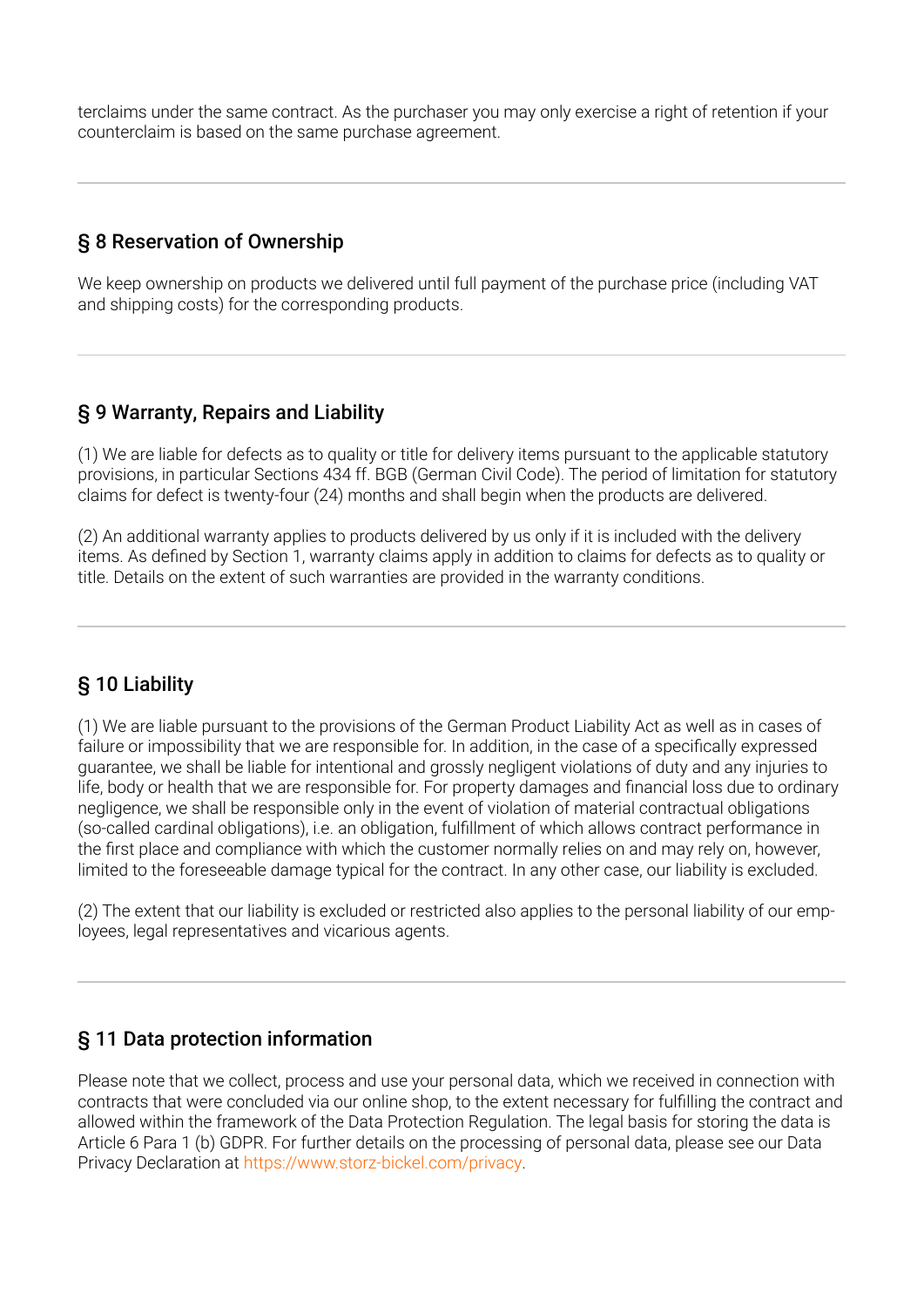terclaims under the same contract. As the purchaser you may only exercise a right of retention if your counterclaim is based on the same purchase agreement.

---

## § 8 Reservation of Ownership

We keep ownership on products we delivered until full payment of the purchase price (including VAT and shipping costs) for the corresponding products.

---

## § 9 Warranty, Repairs and Liability

(1) We are liable for defects as to quality or title for delivery items pursuant to the applicable statutory provisions, in particular Sections 434 ff. BGB (German Civil Code). The period of limitation for statutory claims for defect is twenty-four (24) months and shall begin when the products are delivered.

(2) An additional warranty applies to products delivered by us only if it is included with the delivery items. As defined by Section 1, warranty claims apply in addition to claims for defects as to quality or title. Details on the extent of such warranties are provided in the warranty conditions.

---

## § 10 Liability

(1) We are liable pursuant to the provisions of the German Product Liability Act as well as in cases of failure or impossibility that we are responsible for. In addition, in the case of a specifically expressed guarantee, we shall be liable for intentional and grossly negligent violations of duty and any injuries to life, body or health that we are responsible for. For property damages and financial loss due to ordinary negligence, we shall be responsible only in the event of violation of material contractual obligations (so-called cardinal obligations), i.e. an obligation, fulfillment of which allows contract performance in the first place and compliance with which the customer normally relies on and may rely on, however, limited to the foreseeable damage typical for the contract. In any other case, our liability is excluded.

(2) The extent that our liability is excluded or restricted also applies to the personal liability of our employees, legal representatives and vicarious agents.

---

## § 11 Data protection information

Please note that we collect, process and use your personal data, which we received in connection with contracts that were concluded via our online shop, to the extent necessary for fulfilling the contract and allowed within the framework of the Data Protection Regulation. The legal basis for storing the data is Article 6 Para 1 (b) GDPR. For further details on the processing of personal data, please see our Data Privacy Declaration at https://www.storz-bickel.com/privacy.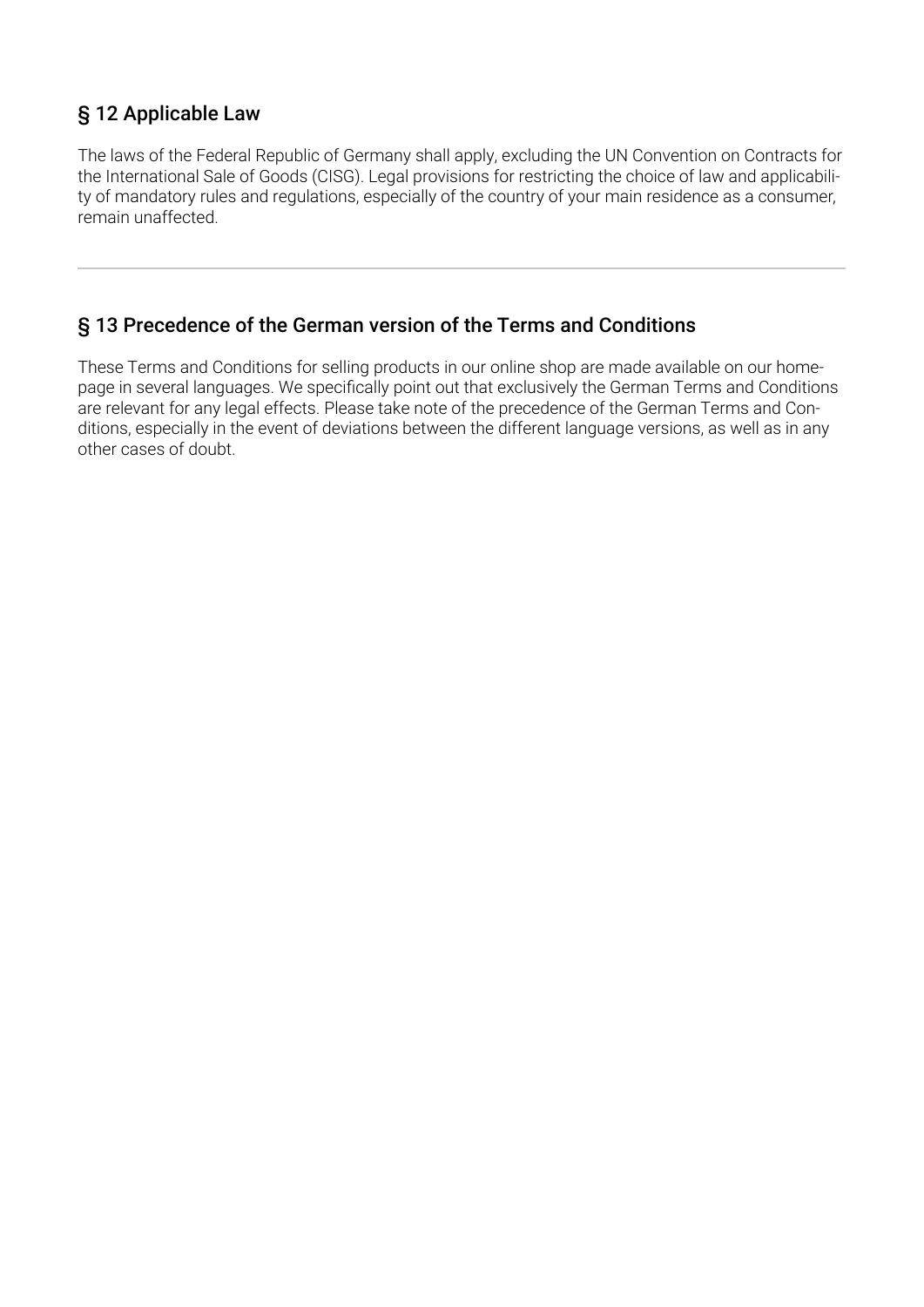## § 12 Applicable Law

The laws of the Federal Republic of Germany shall apply, excluding the UN Convention on Contracts for the International Sale of Goods (CISG). Legal provisions for restricting the choice of law and applicability of mandatory rules and regulations, especially of the country of your main residence as a consumer, remain unaffected.

---

## § 13 Precedence of the German version of the Terms and Conditions

These Terms and Conditions for selling products in our online shop are made available on our homepage in several languages. We specifically point out that exclusively the German Terms and Conditions are relevant for any legal effects. Please take note of the precedence of the German Terms and Conditions, especially in the event of deviations between the different language versions, as well as in any other cases of doubt.